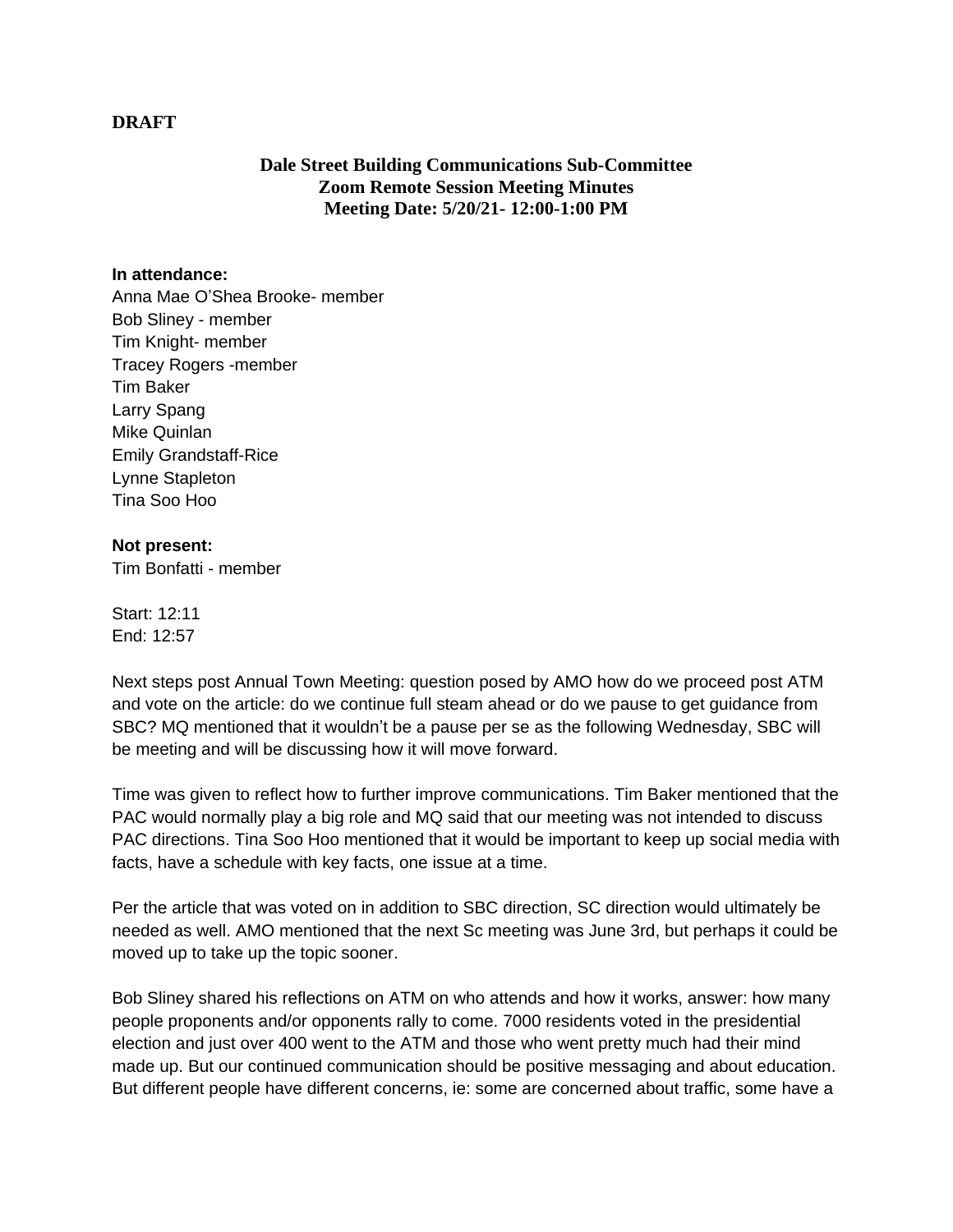**DRAFT**

**Dale Street Building Communications Sub-Committee**
**Zoom Remote Session Meeting Minutes**
**Meeting Date: 5/20/21- 12:00-1:00 PM**

**In attendance:**
Anna Mae O'Shea Brooke- member
Bob Sliney - member
Tim Knight- member
Tracey Rogers -member
Tim Baker
Larry Spang
Mike Quinlan
Emily Grandstaff-Rice
Lynne Stapleton
Tina Soo Hoo

**Not present:**
Tim Bonfatti - member

Start: 12:11
End: 12:57

Next steps post Annual Town Meeting: question posed by AMO how do we proceed post ATM and vote on the article: do we continue full steam ahead or do we pause to get guidance from SBC? MQ mentioned that it wouldn't be a pause per se as the following Wednesday, SBC will be meeting and will be discussing how it will move forward.

Time was given to reflect how to further improve communications. Tim Baker mentioned that the PAC would normally play a big role and MQ said that our meeting was not intended to discuss PAC directions. Tina Soo Hoo mentioned that it would be important to keep up social media with facts, have a schedule with key facts, one issue at a time.

Per the article that was voted on in addition to SBC direction, SC direction would ultimately be needed as well. AMO mentioned that the next Sc meeting was June 3rd, but perhaps it could be moved up to take up the topic sooner.

Bob Sliney shared his reflections on ATM on who attends and how it works, answer: how many people proponents and/or opponents rally to come. 7000 residents voted in the presidential election and just over 400 went to the ATM and those who went pretty much had their mind made up. But our continued communication should be positive messaging and about education. But different people have different concerns, ie: some are concerned about traffic, some have a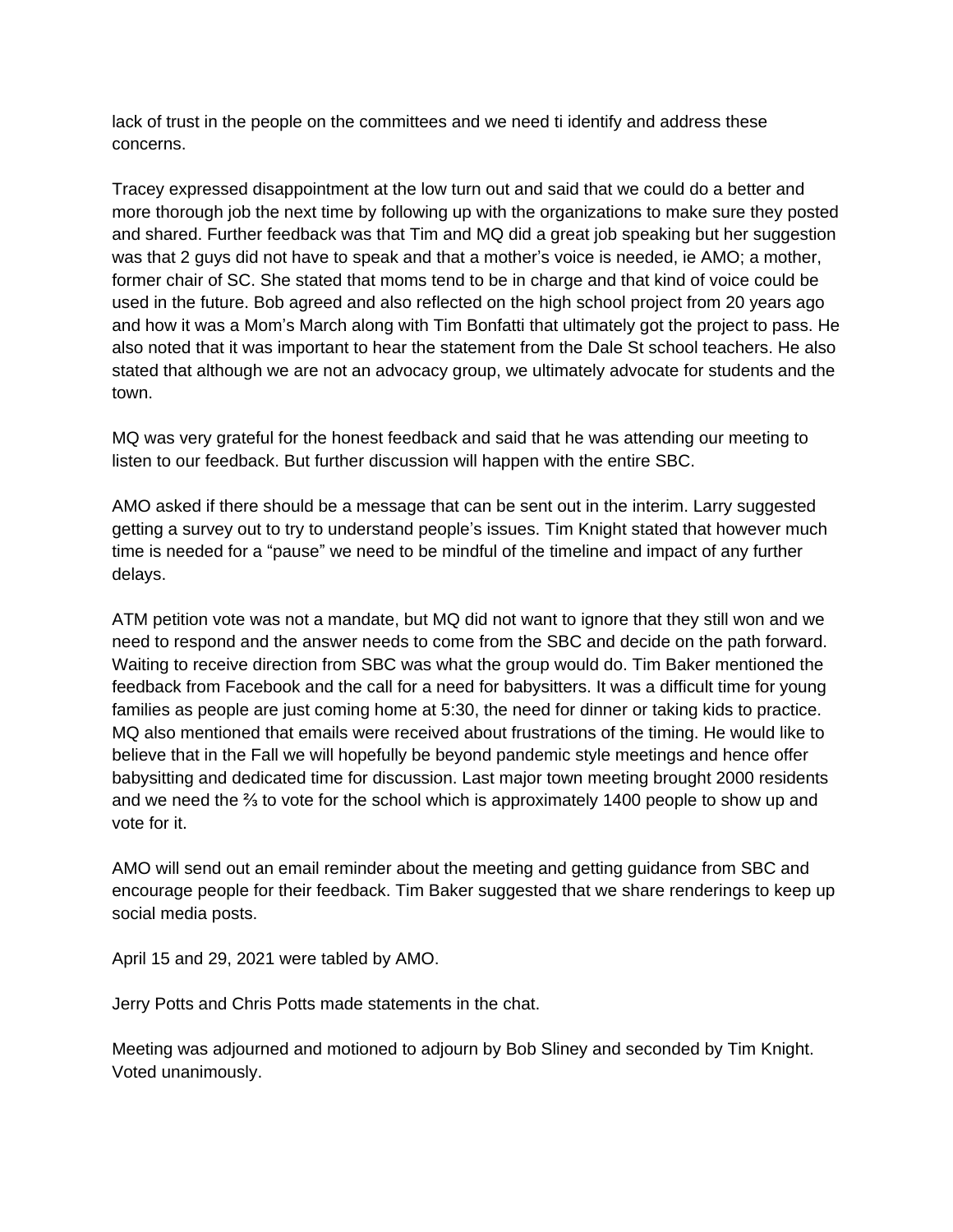lack of trust in the people on the committees and we need ti identify and address these concerns.

Tracey expressed disappointment at the low turn out and said that we could do a better and more thorough job the next time by following up with the organizations to make sure they posted and shared. Further feedback was that Tim and MQ did a great job speaking but her suggestion was that 2 guys did not have to speak and that a mother's voice is needed, ie AMO; a mother, former chair of SC. She stated that moms tend to be in charge and that kind of voice could be used in the future. Bob agreed and also reflected on the high school project from 20 years ago and how it was a Mom's March along with Tim Bonfatti that ultimately got the project to pass. He also noted that it was important to hear the statement from the Dale St school teachers. He also stated that although we are not an advocacy group, we ultimately advocate for students and the town.

MQ was very grateful for the honest feedback and said that he was attending our meeting to listen to our feedback. But further discussion will happen with the entire SBC.

AMO asked if there should be a message that can be sent out in the interim. Larry suggested getting a survey out to try to understand people's issues. Tim Knight stated that however much time is needed for a "pause" we need to be mindful of the timeline and impact of any further delays.

ATM petition vote was not a mandate, but MQ did not want to ignore that they still won and we need to respond and the answer needs to come from the SBC and decide on the path forward. Waiting to receive direction from SBC was what the group would do. Tim Baker mentioned the feedback from Facebook and the call for a need for babysitters. It was a difficult time for young families as people are just coming home at 5:30, the need for dinner or taking kids to practice. MQ also mentioned that emails were received about frustrations of the timing. He would like to believe that in the Fall we will hopefully be beyond pandemic style meetings and hence offer babysitting and dedicated time for discussion. Last major town meeting brought 2000 residents and we need the ⅔ to vote for the school which is approximately 1400 people to show up and vote for it.

AMO will send out an email reminder about the meeting and getting guidance from SBC and encourage people for their feedback. Tim Baker suggested that we share renderings to keep up social media posts.

April 15 and 29, 2021 were tabled by AMO.

Jerry Potts and Chris Potts made statements in the chat.

Meeting was adjourned and motioned to adjourn by Bob Sliney and seconded by Tim Knight. Voted unanimously.